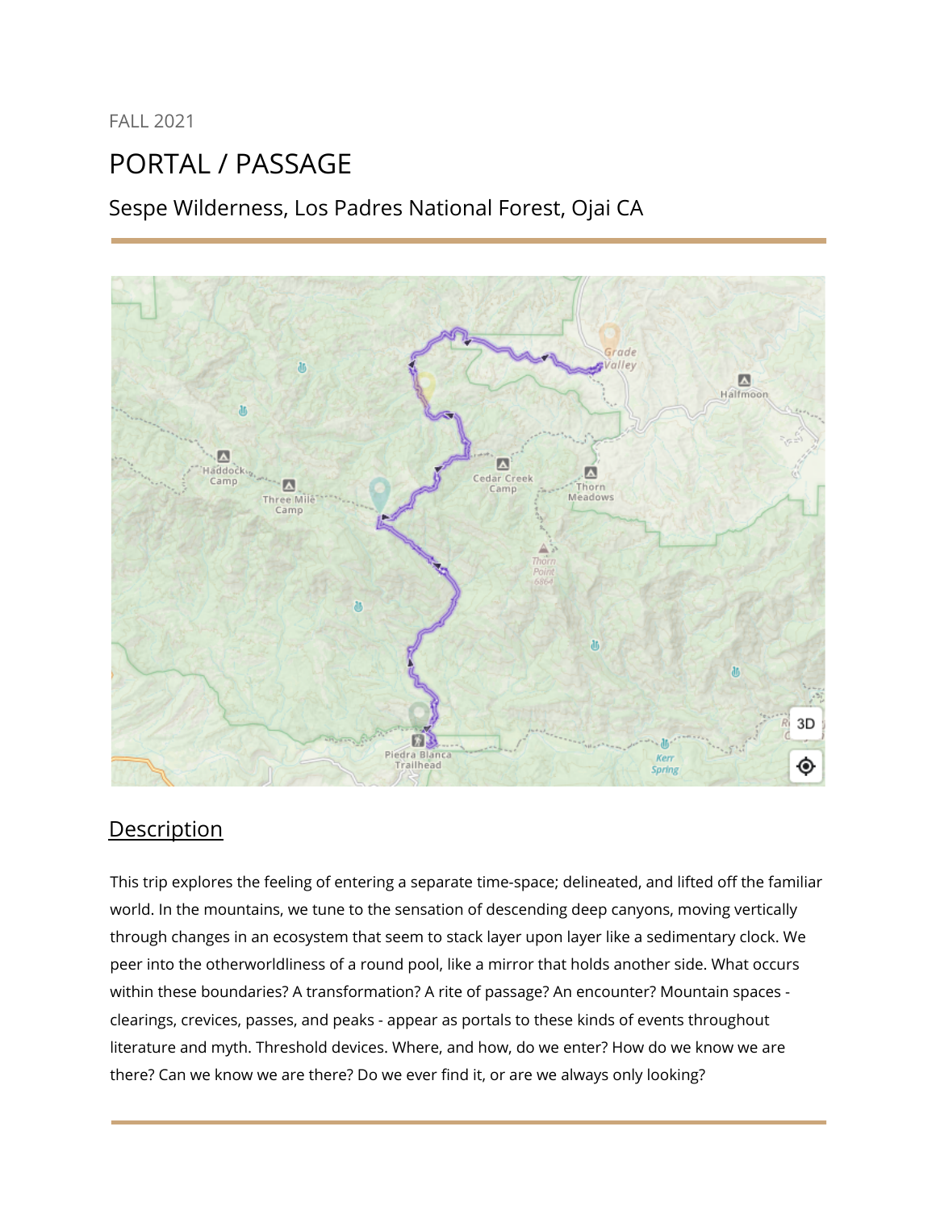FALL 2021

# PORTAL / PASSAGE

## Sespe Wilderness, Los Padres National Forest, Ojai CA

## Description

This trip explores the feeling of entering a separate time-space; delineated, and lifted off the familiar world. In the mountains, we tune to the sensation of descending deep canyons, moving vertically through changes in an ecosystem that seem to stack layer upon layer like a sedimentary clock. We peer into the otherworldliness of a round pool, like a mirror that holds another side. What occurs within these boundaries? A transformation? A rite of passage? An encounter? Mountain spaces - clearings, crevices, passes, and peaks - appear as portals to these kinds of events throughout literature and myth. Threshold devices. Where, and how, do we enter? How do we know we are there? Can we know we are there? Do we ever find it, or are we always only looking?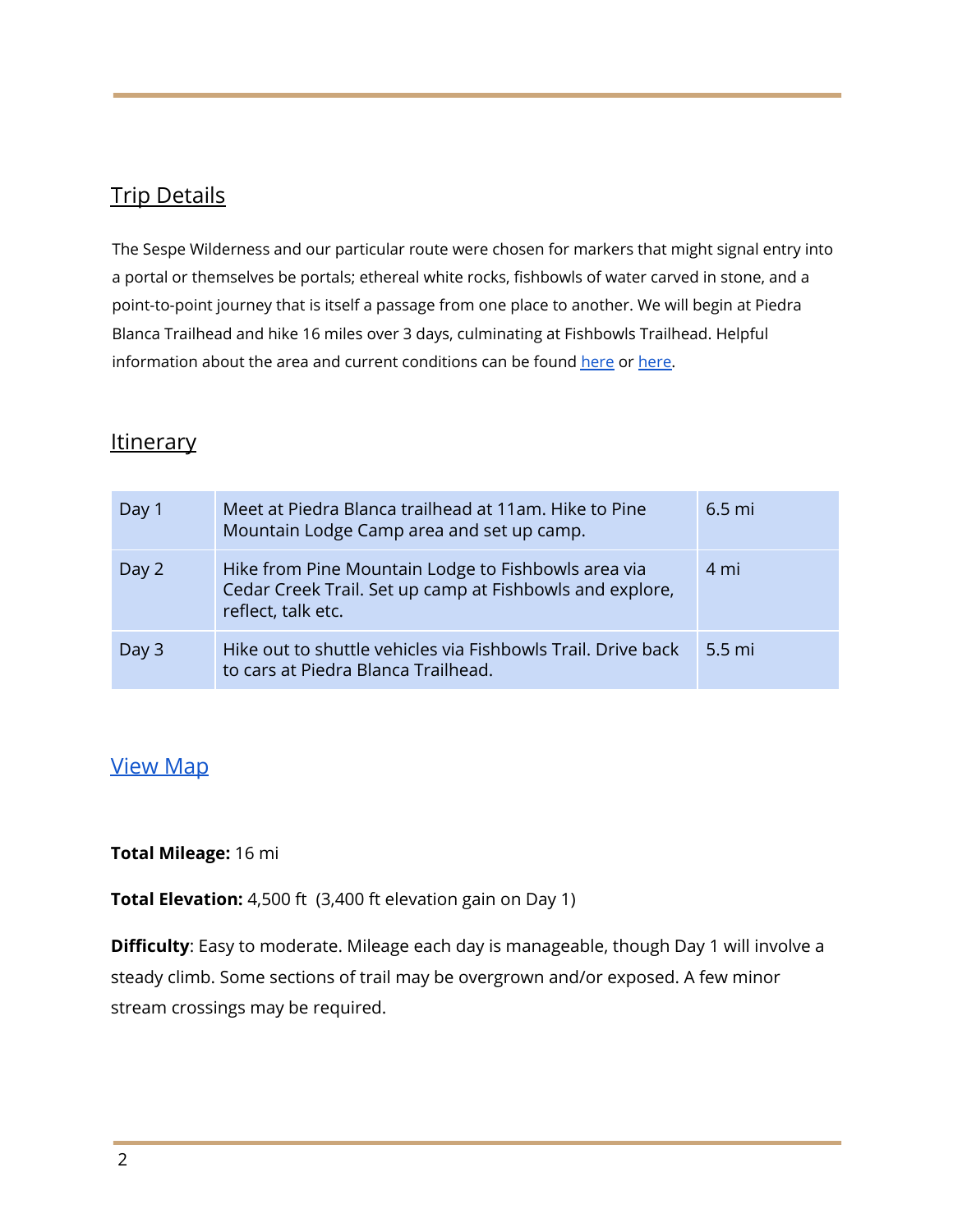## Trip Details

The Sespe Wilderness and our particular route were chosen for markers that might signal entry into a portal or themselves be portals; ethereal white rocks, fishbowls of water carved in stone, and a point-to-point journey that is itself a passage from one place to another. We will begin at Piedra Blanca Trailhead and hike 16 miles over 3 days, culminating at Fishbowls Trailhead. Helpful information about the area and current conditions can be found here or here.

## Itinerary

| | | |
|---|---|---|
| Day 1 | Meet at Piedra Blanca trailhead at 11am. Hike to Pine Mountain Lodge Camp area and set up camp. | 6.5 mi |
| Day 2 | Hike from Pine Mountain Lodge to Fishbowls area via Cedar Creek Trail. Set up camp at Fishbowls and explore, reflect, talk etc. | 4 mi |
| Day 3 | Hike out to shuttle vehicles via Fishbowls Trail. Drive back to cars at Piedra Blanca Trailhead. | 5.5 mi |

## View Map

**Total Mileage:** 16 mi

**Total Elevation:** 4,500 ft (3,400 ft elevation gain on Day 1)

**Difficulty**: Easy to moderate. Mileage each day is manageable, though Day 1 will involve a steady climb. Some sections of trail may be overgrown and/or exposed. A few minor stream crossings may be required.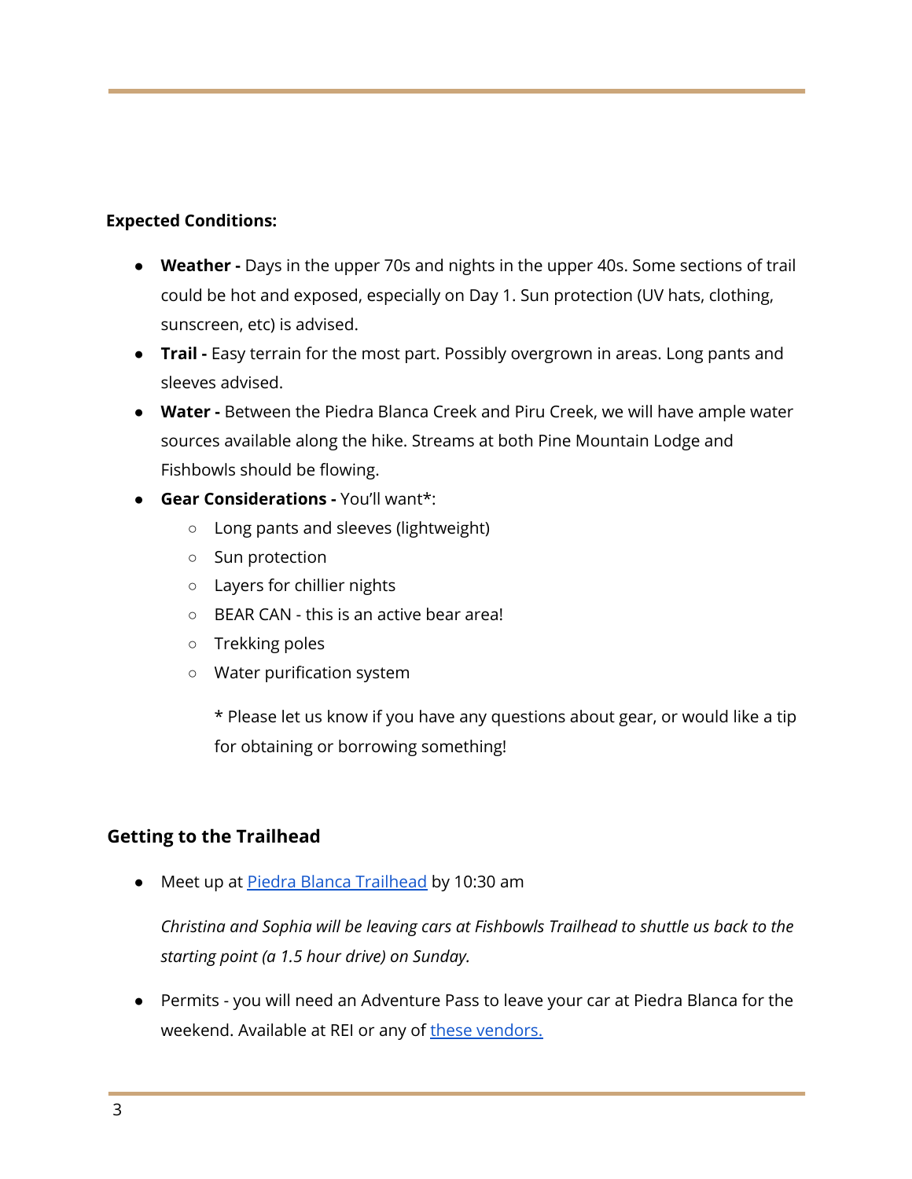**Expected Conditions:**

- **Weather -** Days in the upper 70s and nights in the upper 40s. Some sections of trail could be hot and exposed, especially on Day 1. Sun protection (UV hats, clothing, sunscreen, etc) is advised.
- **Trail -** Easy terrain for the most part. Possibly overgrown in areas. Long pants and sleeves advised.
- **Water -** Between the Piedra Blanca Creek and Piru Creek, we will have ample water sources available along the hike. Streams at both Pine Mountain Lodge and Fishbowls should be flowing.
- **Gear Considerations -** You'll want*:
  - Long pants and sleeves (lightweight)
  - Sun protection
  - Layers for chillier nights
  - BEAR CAN - this is an active bear area!
  - Trekking poles
  - Water purification system

  * Please let us know if you have any questions about gear, or would like a tip for obtaining or borrowing something!

## Getting to the Trailhead

- Meet up at [Piedra Blanca Trailhead]() by 10:30 am

  *Christina and Sophia will be leaving cars at Fishbowls Trailhead to shuttle us back to the starting point (a 1.5 hour drive) on Sunday.*

- Permits - you will need an Adventure Pass to leave your car at Piedra Blanca for the weekend. Available at REI or any of [these vendors.]()